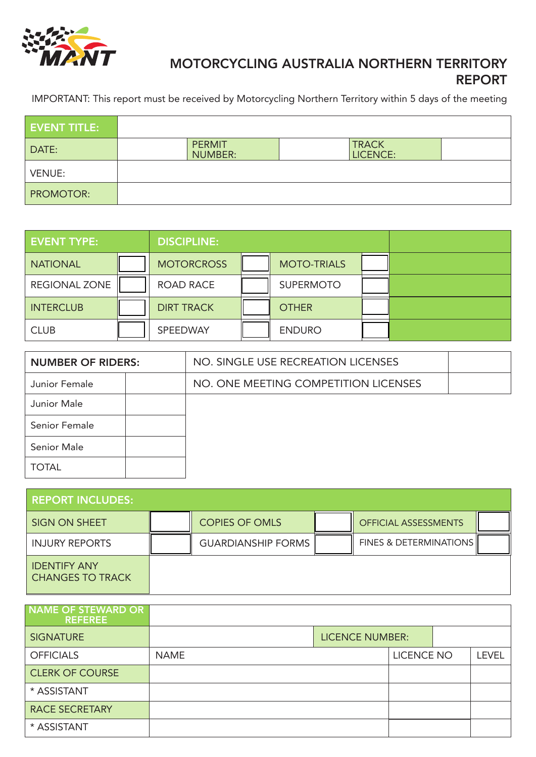# MOTORCYCLING AUSTRALIA NORTHERN TERRITORY REPORT

IMPORTANT: This report must be received by Motorcycling Northern Territory within 5 days of the meeting

| EVENT TITLE: | | | | | |
|---|---|---|---|---|---|
| DATE: | | PERMIT NUMBER: | | TRACK LICENCE: | |
| VENUE: | | | | | |
| PROMOTOR: | | | | | |

| EVENT TYPE: | | DISCIPLINE: | | | | |
|---|---|---|---|---|---|---|
| NATIONAL | | MOTORCROSS | | MOTO-TRIALS | | |
| REGIONAL ZONE | | ROAD RACE | | SUPERMOTO | | |
| INTERCLUB | | DIRT TRACK | | OTHER | | |
| CLUB | | SPEEDWAY | | ENDURO | | |

| NUMBER OF RIDERS: | | NO. SINGLE USE RECREATION LICENSES | |
|---|---|---|---|
| Junior Female | | NO. ONE MEETING COMPETITION LICENSES | |
| Junior Male | | | |
| Senior Female | | | |
| Senior Male | | | |
| TOTAL | | | |

| REPORT INCLUDES: | | | | | |
|---|---|---|---|---|---|
| SIGN ON SHEET | | COPIES OF OMLS | | OFFICIAL ASSESSMENTS | |
| INJURY REPORTS | | GUARDIANSHIP FORMS | | FINES & DETERMINATIONS | |
| IDENTIFY ANY CHANGES TO TRACK | | | | | |

| NAME OF STEWARD OR REFEREE | | | |
|---|---|---|---|
| SIGNATURE | | LICENCE NUMBER: | |
| OFFICIALS | NAME | LICENCE NO | LEVEL |
| CLERK OF COURSE | | | |
| * ASSISTANT | | | |
| RACE SECRETARY | | | |
| * ASSISTANT | | | |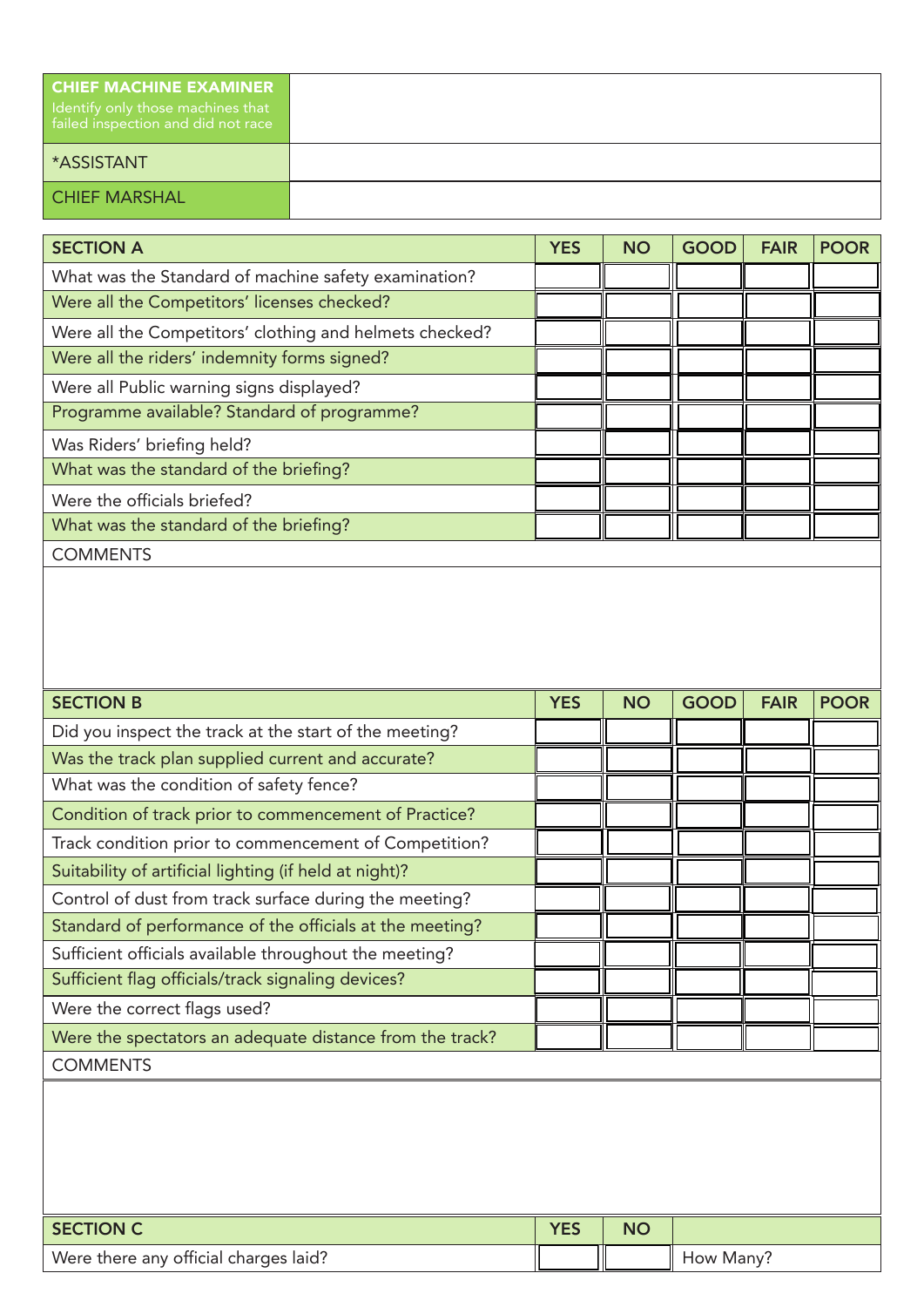| CHIEF MACHINE EXAMINER<br>Identify only those machines that failed inspection and did not race | |
|---|---|
| *ASSISTANT | |
| CHIEF MARSHAL | |

| SECTION A | YES | NO | GOOD | FAIR | POOR |
|---|---|---|---|---|---|
| What was the Standard of machine safety examination? | | | | | |
| Were all the Competitors' licenses checked? | | | | | |
| Were all the Competitors' clothing and helmets checked? | | | | | |
| Were all the riders' indemnity forms signed? | | | | | |
| Were all Public warning signs displayed? | | | | | |
| Programme available? Standard of programme? | | | | | |
| Was Riders' briefing held? | | | | | |
| What was the standard of the briefing? | | | | | |
| Were the officials briefed? | | | | | |
| What was the standard of the briefing? | | | | | |

COMMENTS

| SECTION B | YES | NO | GOOD | FAIR | POOR |
|---|---|---|---|---|---|
| Did you inspect the track at the start of the meeting? | | | | | |
| Was the track plan supplied current and accurate? | | | | | |
| What was the condition of safety fence? | | | | | |
| Condition of track prior to commencement of Practice? | | | | | |
| Track condition prior to commencement of Competition? | | | | | |
| Suitability of artificial lighting (if held at night)? | | | | | |
| Control of dust from track surface during the meeting? | | | | | |
| Standard of performance of the officials at the meeting? | | | | | |
| Sufficient officials available throughout the meeting? | | | | | |
| Sufficient flag officials/track signaling devices? | | | | | |
| Were the correct flags used? | | | | | |
| Were the spectators an adequate distance from the track? | | | | | |

COMMENTS

| SECTION C | YES | NO | |
|---|---|---|---|
| Were there any official charges laid? | | | How Many? |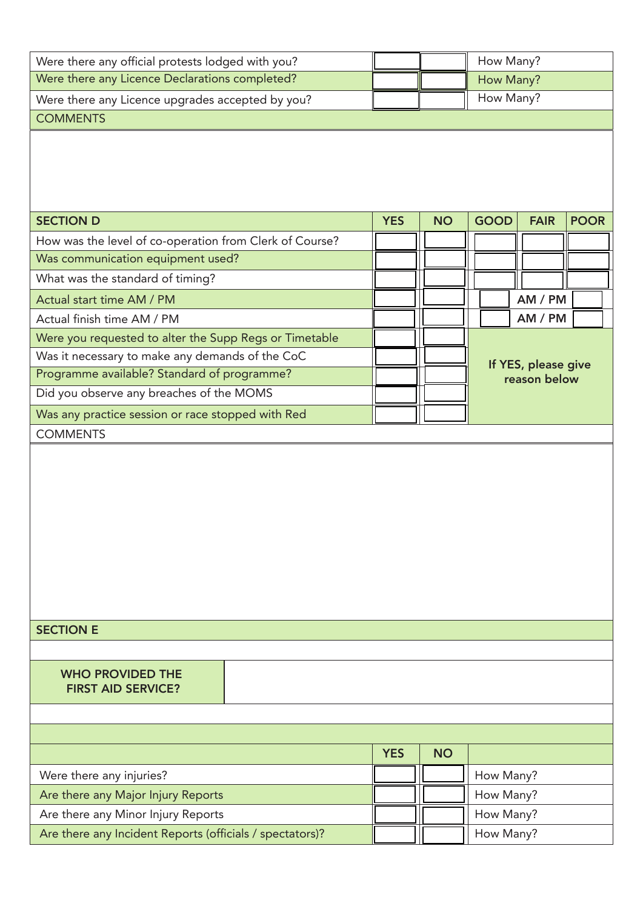| | | | |
|---|---|---|---|
| Were there any official protests lodged with you? | | | How Many? |
| Were there any Licence Declarations completed? | | | How Many? |
| Were there any Licence upgrades accepted by you? | | | How Many? |

COMMENTS

| SECTION D | YES | NO | GOOD | FAIR | POOR |
|---|---|---|---|---|---|
| How was the level of co-operation from Clerk of Course? | | | | | |
| Was communication equipment used? | | | | | |
| What was the standard of timing? | | | | | |
| Actual start time AM / PM | | | | AM / PM | |
| Actual finish time AM / PM | | | | AM / PM | |
| Were you requested to alter the Supp Regs or Timetable | | | If YES, please give reason below | | |
| Was it necessary to make any demands of the CoC | | | | | |
| Programme available? Standard of programme? | | | | | |
| Did you observe any breaches of the MOMS | | | | | |
| Was any practice session or race stopped with Red | | | | | |

COMMENTS

## SECTION E

| WHO PROVIDED THE FIRST AID SERVICE? | |
|---|---|

| | YES | NO | |
|---|---|---|---|
| Were there any injuries? | | | How Many? |
| Are there any Major Injury Reports | | | How Many? |
| Are there any Minor Injury Reports | | | How Many? |
| Are there any Incident Reports (officials / spectators)? | | | How Many? |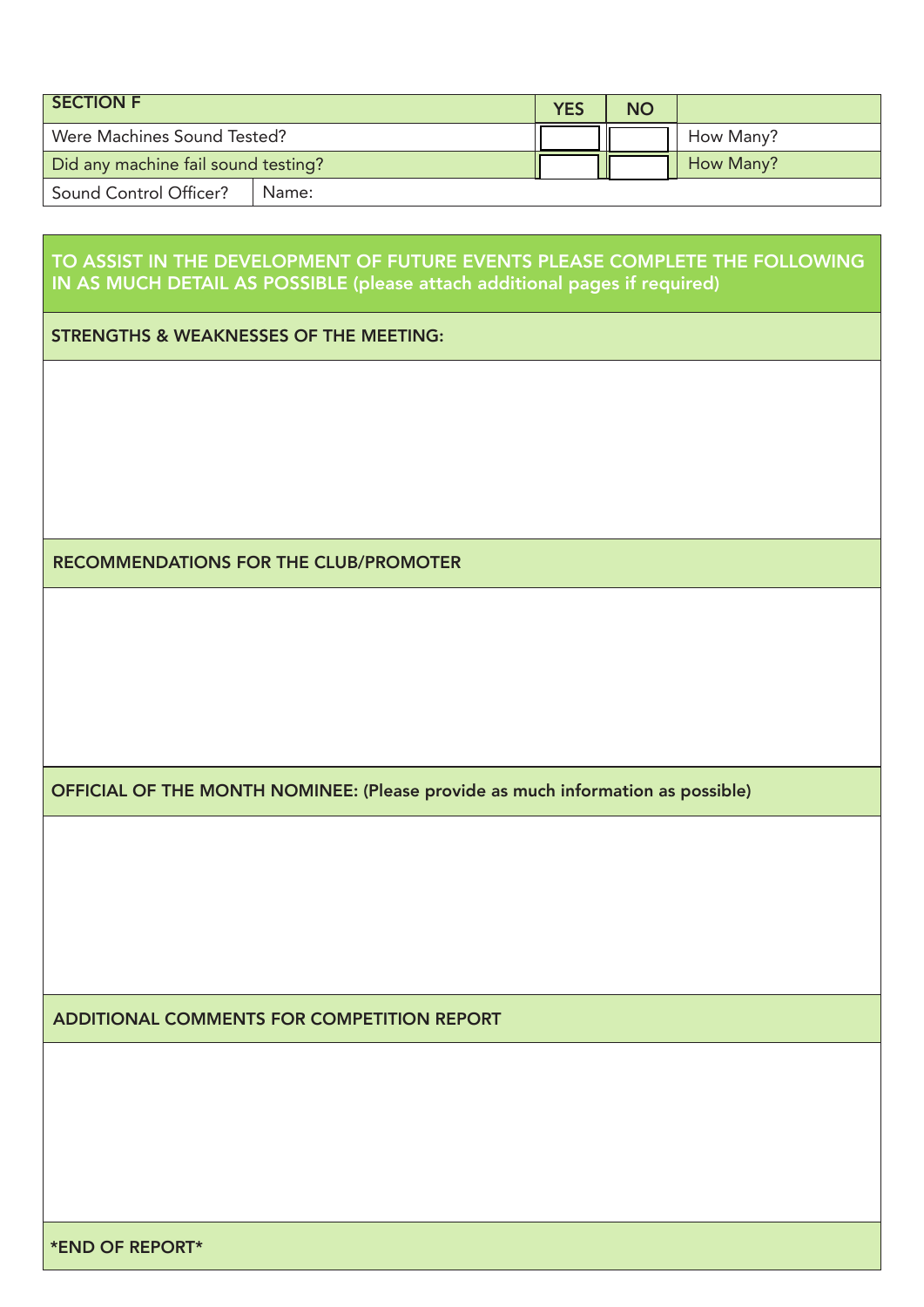| SECTION F | | YES | NO | |
|---|---|---|---|---|
| Were Machines Sound Tested? | | | | How Many? |
| Did any machine fail sound testing? | | | | How Many? |
| Sound Control Officer? | Name: | | | |

**TO ASSIST IN THE DEVELOPMENT OF FUTURE EVENTS PLEASE COMPLETE THE FOLLOWING IN AS MUCH DETAIL AS POSSIBLE (please attach additional pages if required)**

**STRENGTHS & WEAKNESSES OF THE MEETING:**

**RECOMMENDATIONS FOR THE CLUB/PROMOTER**

**OFFICIAL OF THE MONTH NOMINEE: (Please provide as much information as possible)**

**ADDITIONAL COMMENTS FOR COMPETITION REPORT**

**\*END OF REPORT\***